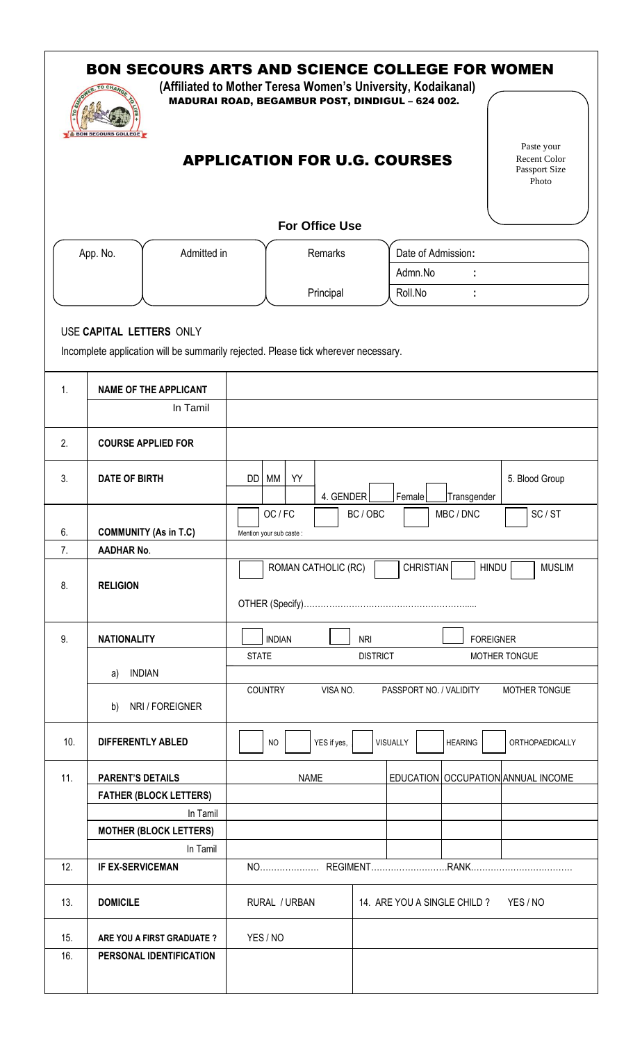# BON SECOURS ARTS AND SCIENCE COLLEGE FOR WOMEN

**(Affiliated to Mother Teresa Women's University, Kodaikanal)**

**MADURAI ROAD, BEGAMBUR POST, DINDIGUL – 624 002.**

## APPLICATION FOR U.G. COURSES

Paste your Recent Color Passport Size Photo

### For Office Use

| App. No. | Admitted in | Remarks | Date of Admission: |
|---|---|---|---|
| | | | Admn.No : |
| | | Principal | Roll.No : |

USE **CAPITAL LETTERS** ONLY

Incomplete application will be summarily rejected. Please tick wherever necessary.

| | | | | | | |
|---|---|---|---|---|---|---|
| 1. | **NAME OF THE APPLICANT** | | | | | |
| | In Tamil | | | | | |
| 2. | **COURSE APPLIED FOR** | | | | | |
| 3. | **DATE OF BIRTH** | DD / MM / YY | 4. GENDER | Female | Transgender | 5. Blood Group |
| 6. | **COMMUNITY (As in T.C)** | OC / FC | BC / OBC | MBC / DNC | SC / ST | Mention your sub caste : |
| 7. | **AADHAR No**. | | | | | |
| 8. | **RELIGION** | ROMAN CATHOLIC (RC) | CHRISTIAN | HINDU | MUSLIM | OTHER (Specify)………………………………………………….... |
| 9. | **NATIONALITY** | INDIAN | NRI | FOREIGNER | | |
| | a) INDIAN | STATE | DISTRICT | MOTHER TONGUE | | |
| | b) NRI / FOREIGNER | COUNTRY | VISA NO. | PASSPORT NO. / VALIDITY | MOTHER TONGUE | |
| 10. | **DIFFERENTLY ABLED** | NO | YES if yes, | VISUALLY | HEARING | ORTHOPAEDICALLY |

| | | | | | |
|---|---|---|---|---|---|
| 11. | **PARENT'S DETAILS** | NAME | EDUCATION | OCCUPATION | ANNUAL INCOME |
| | **FATHER (BLOCK LETTERS)** | | | | |
| | In Tamil | | | | |
| | **MOTHER (BLOCK LETTERS)** | | | | |
| | In Tamil | | | | |
| 12. | **IF EX-SERVICEMAN** | NO………………… REGIMENT………………………RANK……………………………… | | | |
| 13. | **DOMICILE** | RURAL / URBAN | 14. ARE YOU A SINGLE CHILD ? YES / NO | | |
| 15. | **ARE YOU A FIRST GRADUATE ?** | YES / NO | | | |
| 16. | **PERSONAL IDENTIFICATION** | | | | |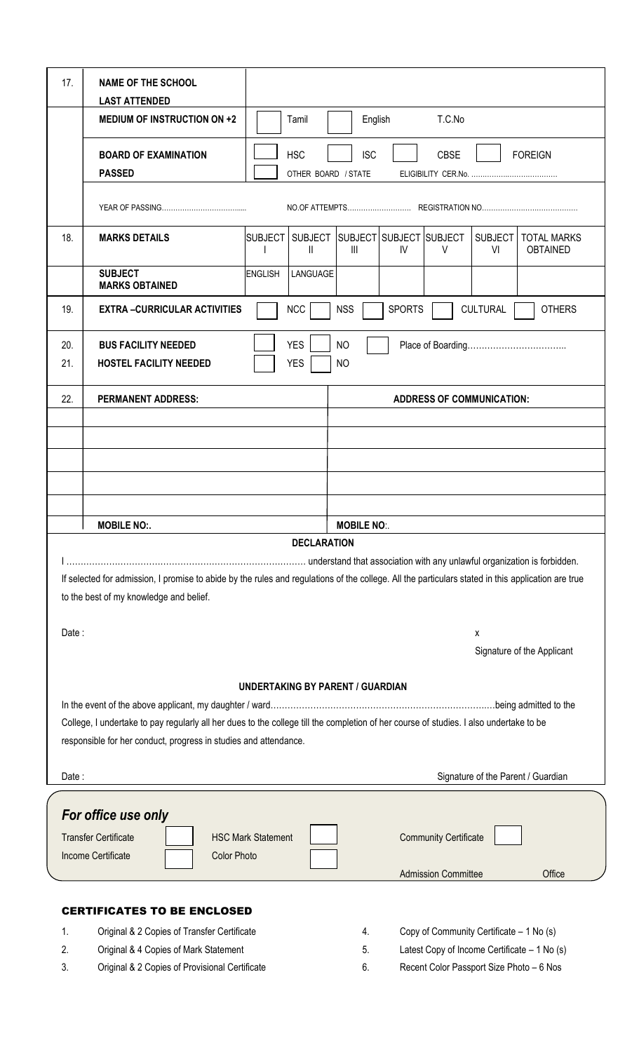| | | | | | | | | | |
|---|---|---|---|---|---|---|---|---|---|
| 17. | **NAME OF THE SCHOOL LAST ATTENDED** | | | | | | | | |
| | **MEDIUM OF INSTRUCTION ON +2** | ☐ Tamil | | ☐ English | | T.C.No | | | |
| | **BOARD OF EXAMINATION PASSED** | ☐ HSC | | ☐ ISC | | ☐ CBSE | | ☐ FOREIGN | |
| | | ☐ OTHER BOARD / STATE | | | | ELIGIBILITY CER.No. ...................................... | | | |
| | YEAR OF PASSING...................................... | NO.OF ATTEMPTS............................ | | | | REGISTRATION NO.......................................... | | | |
| 18. | **MARKS DETAILS** | SUBJECT I | SUBJECT II | SUBJECT III | SUBJECT IV | SUBJECT V | SUBJECT VI | TOTAL MARKS OBTAINED | |
| | **SUBJECT MARKS OBTAINED** | ENGLISH | LANGUAGE | | | | | | |
| 19. | **EXTRA –CURRICULAR ACTIVITIES** | ☐ NCC | ☐ NSS | ☐ SPORTS | ☐ CULTURAL | ☐ OTHERS | | | |
| 20. | **BUS FACILITY NEEDED** | ☐ YES | ☐ NO | ☐ Place of Boarding................................... | | | | | |
| 21. | **HOSTEL FACILITY NEEDED** | ☐ YES | ☐ NO | | | | | | |

| | | |
|---|---|---|
| 22. | **PERMANENT ADDRESS:** | **ADDRESS OF COMMUNICATION:** |
| | | |
| | | |
| | | |
| | | |
| | | |
| | **MOBILE NO:.** | **MOBILE NO:.** |

## DECLARATION

I .................................................................................... understand that association with any unlawful organization is forbidden. If selected for admission, I promise to abide by the rules and regulations of the college. All the particulars stated in this application are true to the best of my knowledge and belief.

Date :

x

Signature of the Applicant

## UNDERTAKING BY PARENT / GUARDIAN

In the event of the above applicant, my daughter / ward.............................................................................being admitted to the College, I undertake to pay regularly all her dues to the college till the completion of her course of studies. I also undertake to be responsible for her conduct, progress in studies and attendance.

Date :

Signature of the Parent / Guardian

***For office use only***

| | | | | | |
|---|---|---|---|---|---|
| Transfer Certificate | ☐ | HSC Mark Statement | ☐ | Community Certificate | ☐ |
| Income Certificate | ☐ | Color Photo | ☐ | | |

Admission Committee | Office

### CERTIFICATES TO BE ENCLOSED

1. Original & 2 Copies of Transfer Certificate
2. Original & 4 Copies of Mark Statement
3. Original & 2 Copies of Provisional Certificate
4. Copy of Community Certificate – 1 No (s)
5. Latest Copy of Income Certificate – 1 No (s)
6. Recent Color Passport Size Photo – 6 Nos